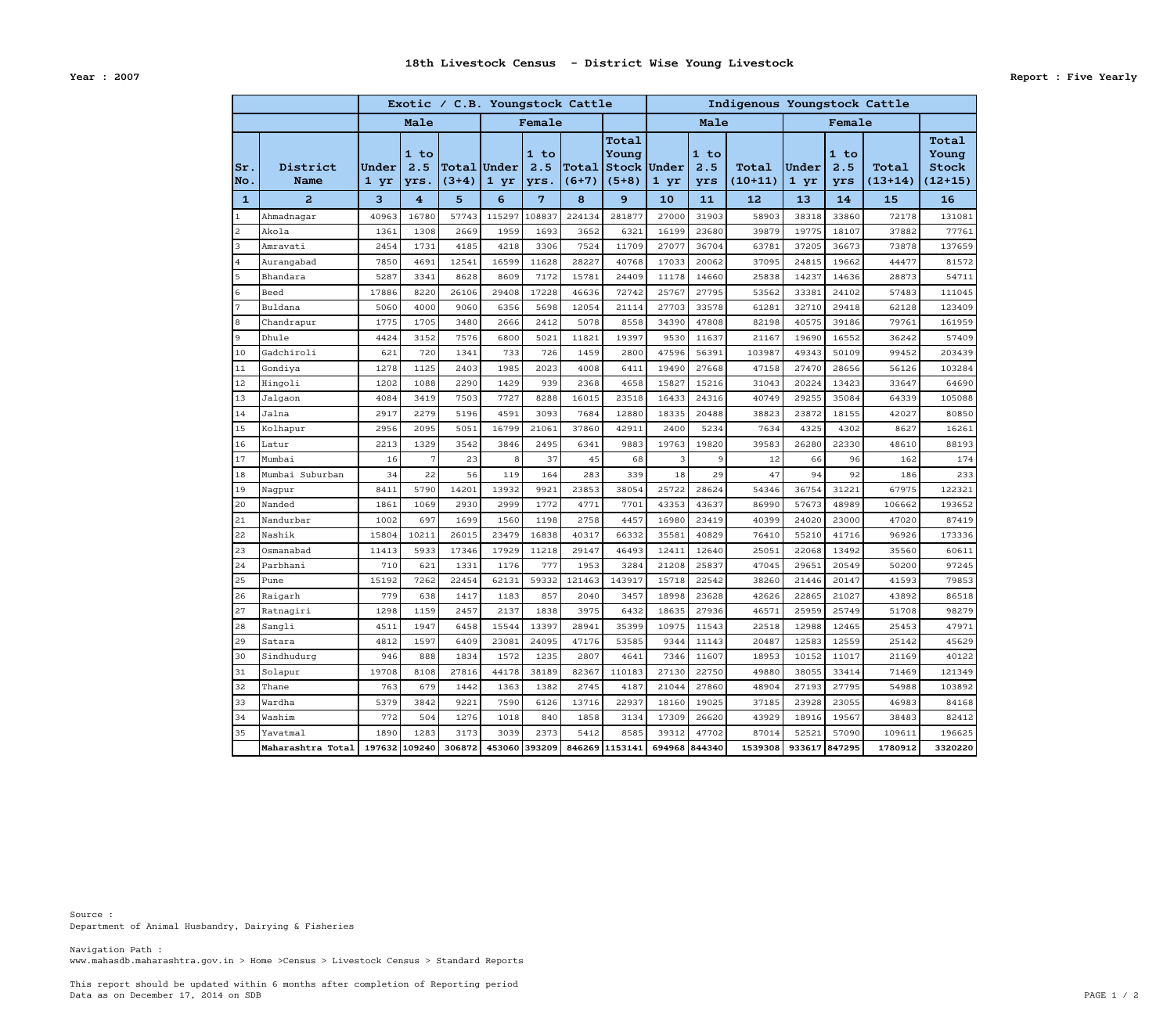# 18th Livestock Census - District Wise Young Livestock

Year : 2007

Report : Five Yearly

| | | Exotic / C.B. Youngstock Cattle | | | | | | | Indigenous Youngstock Cattle | | | | | | |
|---|---|---|---|---|---|---|---|---|---|---|---|---|---|---|---|
| | | Male | | | Female | | | | Male | | | Female | | | |
| Sr. No. | District Name | Under 1 yr | 1 to 2.5 yrs. | Total (3+4) | Under 1 yr | 1 to 2.5 yrs. | Total (6+7) | Total Young Stock (5+8) | Under 1 yr | 1 to 2.5 yrs | Total (10+11) | Under 1 yr | 1 to 2.5 yrs | Total (13+14) | Total Young Stock (12+15) |
| 1 | 2 | 3 | 4 | 5 | 6 | 7 | 8 | 9 | 10 | 11 | 12 | 13 | 14 | 15 | 16 |
| 1 | Ahmadnagar | 40963 | 16780 | 57743 | 115297 | 108837 | 224134 | 281877 | 27000 | 31903 | 58903 | 38318 | 33860 | 72178 | 131081 |
| 2 | Akola | 1361 | 1308 | 2669 | 1959 | 1693 | 3652 | 6321 | 16199 | 23680 | 39879 | 19775 | 18107 | 37882 | 77761 |
| 3 | Amravati | 2454 | 1731 | 4185 | 4218 | 3306 | 7524 | 11709 | 27077 | 36704 | 63781 | 37205 | 36673 | 73878 | 137659 |
| 4 | Aurangabad | 7850 | 4691 | 12541 | 16599 | 11628 | 28227 | 40768 | 17033 | 20062 | 37095 | 24815 | 19662 | 44477 | 81572 |
| 5 | Bhandara | 5287 | 3341 | 8628 | 8609 | 7172 | 15781 | 24409 | 11178 | 14660 | 25838 | 14237 | 14636 | 28873 | 54711 |
| 6 | Beed | 17886 | 8220 | 26106 | 29408 | 17228 | 46636 | 72742 | 25767 | 27795 | 53562 | 33381 | 24102 | 57483 | 111045 |
| 7 | Buldana | 5060 | 4000 | 9060 | 6356 | 5698 | 12054 | 21114 | 27703 | 33578 | 61281 | 32710 | 29418 | 62128 | 123409 |
| 8 | Chandrapur | 1775 | 1705 | 3480 | 2666 | 2412 | 5078 | 8558 | 34390 | 47808 | 82198 | 40575 | 39186 | 79761 | 161959 |
| 9 | Dhule | 4424 | 3152 | 7576 | 6800 | 5021 | 11821 | 19397 | 9530 | 11637 | 21167 | 19690 | 16552 | 36242 | 57409 |
| 10 | Gadchiroli | 621 | 720 | 1341 | 733 | 726 | 1459 | 2800 | 47596 | 56391 | 103987 | 49343 | 50109 | 99452 | 203439 |
| 11 | Gondiya | 1278 | 1125 | 2403 | 1985 | 2023 | 4008 | 6411 | 19490 | 27668 | 47158 | 27470 | 28656 | 56126 | 103284 |
| 12 | Hingoli | 1202 | 1088 | 2290 | 1429 | 939 | 2368 | 4658 | 15827 | 15216 | 31043 | 20224 | 13423 | 33647 | 64690 |
| 13 | Jalgaon | 4084 | 3419 | 7503 | 7727 | 8288 | 16015 | 23518 | 16433 | 24316 | 40749 | 29255 | 35084 | 64339 | 105088 |
| 14 | Jalna | 2917 | 2279 | 5196 | 4591 | 3093 | 7684 | 12880 | 18335 | 20488 | 38823 | 23872 | 18155 | 42027 | 80850 |
| 15 | Kolhapur | 2956 | 2095 | 5051 | 16799 | 21061 | 37860 | 42911 | 2400 | 5234 | 7634 | 4325 | 4302 | 8627 | 16261 |
| 16 | Latur | 2213 | 1329 | 3542 | 3846 | 2495 | 6341 | 9883 | 19763 | 19820 | 39583 | 26280 | 22330 | 48610 | 88193 |
| 17 | Mumbai | 16 | 7 | 23 | 8 | 37 | 45 | 68 | 3 | 9 | 12 | 66 | 96 | 162 | 174 |
| 18 | Mumbai Suburban | 34 | 22 | 56 | 119 | 164 | 283 | 339 | 18 | 29 | 47 | 94 | 92 | 186 | 233 |
| 19 | Nagpur | 8411 | 5790 | 14201 | 13932 | 9921 | 23853 | 38054 | 25722 | 28624 | 54346 | 36754 | 31221 | 67975 | 122321 |
| 20 | Nanded | 1861 | 1069 | 2930 | 2999 | 1772 | 4771 | 7701 | 43353 | 43637 | 86990 | 57673 | 48989 | 106662 | 193652 |
| 21 | Nandurbar | 1002 | 697 | 1699 | 1560 | 1198 | 2758 | 4457 | 16980 | 23419 | 40399 | 24020 | 23000 | 47020 | 87419 |
| 22 | Nashik | 15804 | 10211 | 26015 | 23479 | 16838 | 40317 | 66332 | 35581 | 40829 | 76410 | 55210 | 41716 | 96926 | 173336 |
| 23 | Osmanabad | 11413 | 5933 | 17346 | 17929 | 11218 | 29147 | 46493 | 12411 | 12640 | 25051 | 22068 | 13492 | 35560 | 60611 |
| 24 | Parbhani | 710 | 621 | 1331 | 1176 | 777 | 1953 | 3284 | 21208 | 25837 | 47045 | 29651 | 20549 | 50200 | 97245 |
| 25 | Pune | 15192 | 7262 | 22454 | 62131 | 59332 | 121463 | 143917 | 15718 | 22542 | 38260 | 21446 | 20147 | 41593 | 79853 |
| 26 | Raigarh | 779 | 638 | 1417 | 1183 | 857 | 2040 | 3457 | 18998 | 23628 | 42626 | 22865 | 21027 | 43892 | 86518 |
| 27 | Ratnagiri | 1298 | 1159 | 2457 | 2137 | 1838 | 3975 | 6432 | 18635 | 27936 | 46571 | 25959 | 25749 | 51708 | 98279 |
| 28 | Sangli | 4511 | 1947 | 6458 | 15544 | 13397 | 28941 | 35399 | 10975 | 11543 | 22518 | 12988 | 12465 | 25453 | 47971 |
| 29 | Satara | 4812 | 1597 | 6409 | 23081 | 24095 | 47176 | 53585 | 9344 | 11143 | 20487 | 12583 | 12559 | 25142 | 45629 |
| 30 | Sindhudurg | 946 | 888 | 1834 | 1572 | 1235 | 2807 | 4641 | 7346 | 11607 | 18953 | 10152 | 11017 | 21169 | 40122 |
| 31 | Solapur | 19708 | 8108 | 27816 | 44178 | 38189 | 82367 | 110183 | 27130 | 22750 | 49880 | 38055 | 33414 | 71469 | 121349 |
| 32 | Thane | 763 | 679 | 1442 | 1363 | 1382 | 2745 | 4187 | 21044 | 27860 | 48904 | 27193 | 27795 | 54988 | 103892 |
| 33 | Wardha | 5379 | 3842 | 9221 | 7590 | 6126 | 13716 | 22937 | 18160 | 19025 | 37185 | 23928 | 23055 | 46983 | 84168 |
| 34 | Washim | 772 | 504 | 1276 | 1018 | 840 | 1858 | 3134 | 17309 | 26620 | 43929 | 18916 | 19567 | 38483 | 82412 |
| 35 | Yavatmal | 1890 | 1283 | 3173 | 3039 | 2373 | 5412 | 8585 | 39312 | 47702 | 87014 | 52521 | 57090 | 109611 | 196625 |
| | **Maharashtra Total** | **197632** | **109240** | **306872** | **453060** | **393209** | **846269** | **1153141** | **694968** | **844340** | **1539308** | **933617** | **847295** | **1780912** | **3320220** |

Source :
Department of Animal Husbandry, Dairying & Fisheries

Navigation Path :
www.mahasdb.maharashtra.gov.in > Home >Census > Livestock Census > Standard Reports

This report should be updated within 6 months after completion of Reporting period
Data as on December 17, 2014 on SDB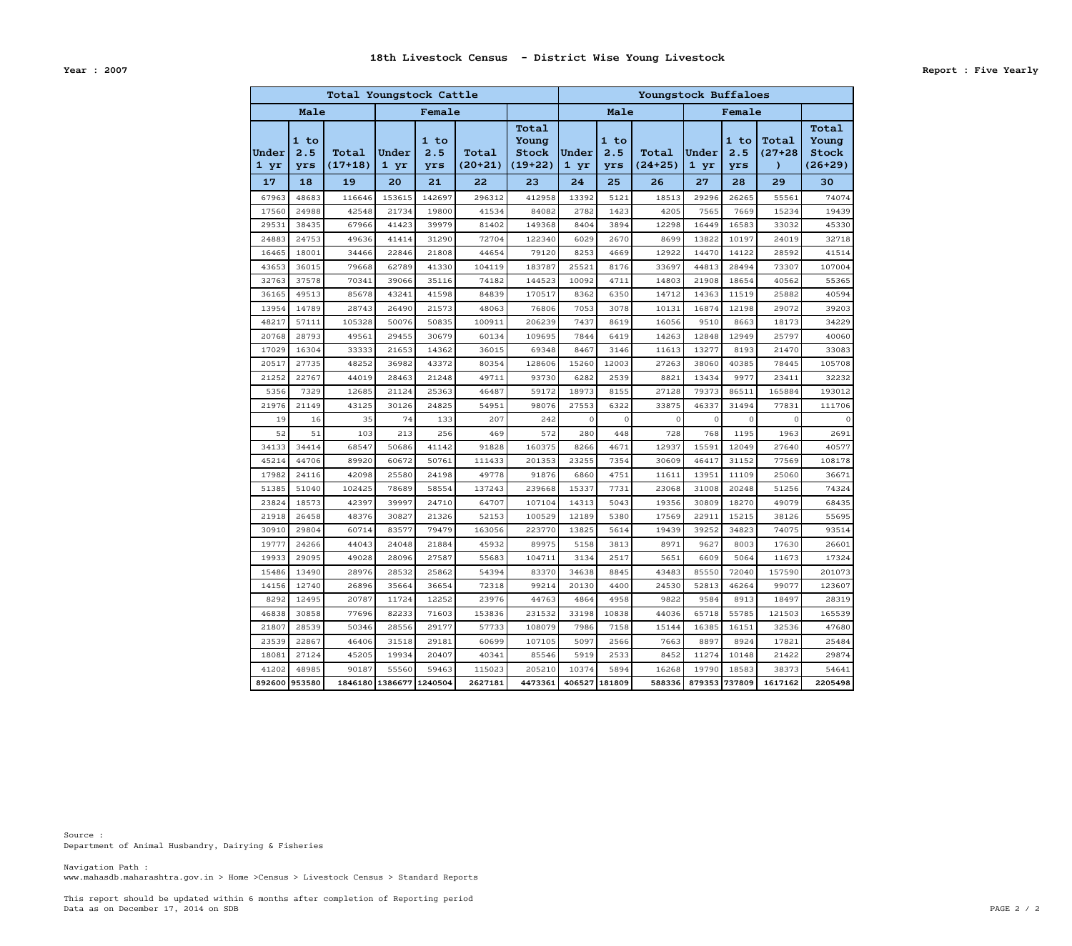# 18th Livestock Census - District Wise Young Livestock

**Year : 2007**

**Report : Five Yearly**

| Total Youngstock Cattle | | | | | | | Youngstock Buffaloes | | | | | | |
|---|---|---|---|---|---|---|---|---|---|---|---|---|---|
| Male | | | Female | | | | Male | | | Female | | | |
| Under 1 yr | 1 to 2.5 yrs | Total (17+18) | Under 1 yr | 1 to 2.5 yrs | Total (20+21) | Total Young Stock (19+22) | Under 1 yr | 1 to 2.5 yrs | Total (24+25) | Under 1 yr | 1 to 2.5 yrs | Total (27+28 ) | Total Young Stock (26+29) |
| 17 | 18 | 19 | 20 | 21 | 22 | 23 | 24 | 25 | 26 | 27 | 28 | 29 | 30 |
| 67963 | 48683 | 116646 | 153615 | 142697 | 296312 | 412958 | 13392 | 5121 | 18513 | 29296 | 26265 | 55561 | 74074 |
| 17560 | 24988 | 42548 | 21734 | 19800 | 41534 | 84082 | 2782 | 1423 | 4205 | 7565 | 7669 | 15234 | 19439 |
| 29531 | 38435 | 67966 | 41423 | 39979 | 81402 | 149368 | 8404 | 3894 | 12298 | 16449 | 16583 | 33032 | 45330 |
| 24883 | 24753 | 49636 | 41414 | 31290 | 72704 | 122340 | 6029 | 2670 | 8699 | 13822 | 10197 | 24019 | 32718 |
| 16465 | 18001 | 34466 | 22846 | 21808 | 44654 | 79120 | 8253 | 4669 | 12922 | 14470 | 14122 | 28592 | 41514 |
| 43653 | 36015 | 79668 | 62789 | 41330 | 104119 | 183787 | 25521 | 8176 | 33697 | 44813 | 28494 | 73307 | 107004 |
| 32763 | 37578 | 70341 | 39066 | 35116 | 74182 | 144523 | 10092 | 4711 | 14803 | 21908 | 18654 | 40562 | 55365 |
| 36165 | 49513 | 85678 | 43241 | 41598 | 84839 | 170517 | 8362 | 6350 | 14712 | 14363 | 11519 | 25882 | 40594 |
| 13954 | 14789 | 28743 | 26490 | 21573 | 48063 | 76806 | 7053 | 3078 | 10131 | 16874 | 12198 | 29072 | 39203 |
| 48217 | 57111 | 105328 | 50076 | 50835 | 100911 | 206239 | 7437 | 8619 | 16056 | 9510 | 8663 | 18173 | 34229 |
| 20768 | 28793 | 49561 | 29455 | 30679 | 60134 | 109695 | 7844 | 6419 | 14263 | 12848 | 12949 | 25797 | 40060 |
| 17029 | 16304 | 33333 | 21653 | 14362 | 36015 | 69348 | 8467 | 3146 | 11613 | 13277 | 8193 | 21470 | 33083 |
| 20517 | 27735 | 48252 | 36982 | 43372 | 80354 | 128606 | 15260 | 12003 | 27263 | 38060 | 40385 | 78445 | 105708 |
| 21252 | 22767 | 44019 | 28463 | 21248 | 49711 | 93730 | 6282 | 2539 | 8821 | 13434 | 9977 | 23411 | 32232 |
| 5356 | 7329 | 12685 | 21124 | 25363 | 46487 | 59172 | 18973 | 8155 | 27128 | 79373 | 86511 | 165884 | 193012 |
| 21976 | 21149 | 43125 | 30126 | 24825 | 54951 | 98076 | 27553 | 6322 | 33875 | 46337 | 31494 | 77831 | 111706 |
| 19 | 16 | 35 | 74 | 133 | 207 | 242 | 0 | 0 | 0 | 0 | 0 | 0 | 0 |
| 52 | 51 | 103 | 213 | 256 | 469 | 572 | 280 | 448 | 728 | 768 | 1195 | 1963 | 2691 |
| 34133 | 34414 | 68547 | 50686 | 41142 | 91828 | 160375 | 8266 | 4671 | 12937 | 15591 | 12049 | 27640 | 40577 |
| 45214 | 44706 | 89920 | 60672 | 50761 | 111433 | 201353 | 23255 | 7354 | 30609 | 46417 | 31152 | 77569 | 108178 |
| 17982 | 24116 | 42098 | 25580 | 24198 | 49778 | 91876 | 6860 | 4751 | 11611 | 13951 | 11109 | 25060 | 36671 |
| 51385 | 51040 | 102425 | 78689 | 58554 | 137243 | 239668 | 15337 | 7731 | 23068 | 31008 | 20248 | 51256 | 74324 |
| 23824 | 18573 | 42397 | 39997 | 24710 | 64707 | 107104 | 14313 | 5043 | 19356 | 30809 | 18270 | 49079 | 68435 |
| 21918 | 26458 | 48376 | 30827 | 21326 | 52153 | 100529 | 12189 | 5380 | 17569 | 22911 | 15215 | 38126 | 55695 |
| 30910 | 29804 | 60714 | 83577 | 79479 | 163056 | 223770 | 13825 | 5614 | 19439 | 39252 | 34823 | 74075 | 93514 |
| 19777 | 24266 | 44043 | 24048 | 21884 | 45932 | 89975 | 5158 | 3813 | 8971 | 9627 | 8003 | 17630 | 26601 |
| 19933 | 29095 | 49028 | 28096 | 27587 | 55683 | 104711 | 3134 | 2517 | 5651 | 6609 | 5064 | 11673 | 17324 |
| 15486 | 13490 | 28976 | 28532 | 25862 | 54394 | 83370 | 34638 | 8845 | 43483 | 85550 | 72040 | 157590 | 201073 |
| 14156 | 12740 | 26896 | 35664 | 36654 | 72318 | 99214 | 20130 | 4400 | 24530 | 52813 | 46264 | 99077 | 123607 |
| 8292 | 12495 | 20787 | 11724 | 12252 | 23976 | 44763 | 4864 | 4958 | 9822 | 9584 | 8913 | 18497 | 28319 |
| 46838 | 30858 | 77696 | 82233 | 71603 | 153836 | 231532 | 33198 | 10838 | 44036 | 65718 | 55785 | 121503 | 165539 |
| 21807 | 28539 | 50346 | 28556 | 29177 | 57733 | 108079 | 7986 | 7158 | 15144 | 16385 | 16151 | 32536 | 47680 |
| 23539 | 22867 | 46406 | 31518 | 29181 | 60699 | 107105 | 5097 | 2566 | 7663 | 8897 | 8924 | 17821 | 25484 |
| 18081 | 27124 | 45205 | 19934 | 20407 | 40341 | 85546 | 5919 | 2533 | 8452 | 11274 | 10148 | 21422 | 29874 |
| 41202 | 48985 | 90187 | 55560 | 59463 | 115023 | 205210 | 10374 | 5894 | 16268 | 19790 | 18583 | 38373 | 54641 |
| **892600** | **953580** | **1846180** | **1386677** | **1240504** | **2627181** | **4473361** | **406527** | **181809** | **588336** | **879353** | **737809** | **1617162** | **2205498** |

Source :
Department of Animal Husbandry, Dairying & Fisheries

Navigation Path :
www.mahasdb.maharashtra.gov.in > Home >Census > Livestock Census > Standard Reports

This report should be updated within 6 months after completion of Reporting period
Data as on December 17, 2014 on SDB